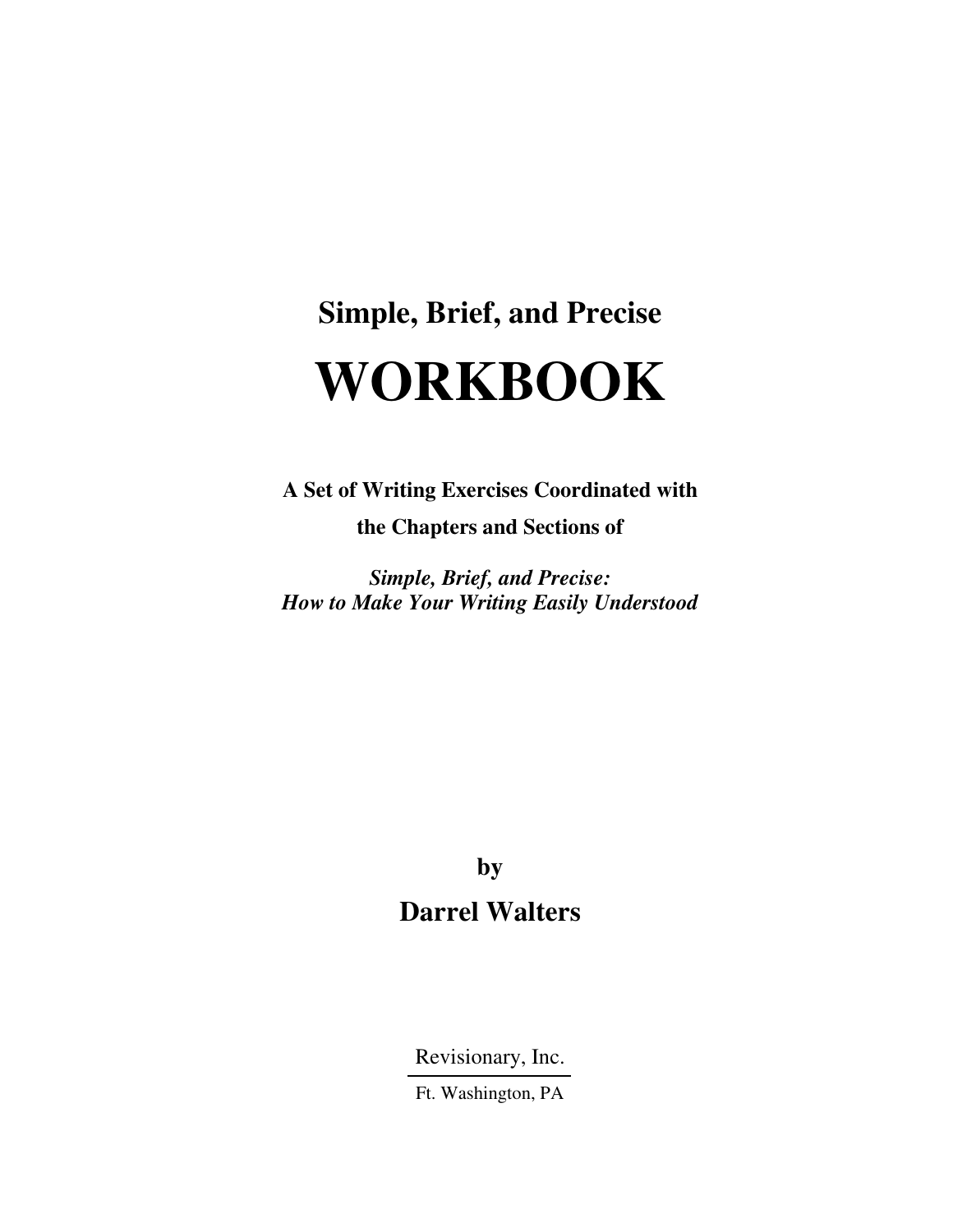**Simple, Brief, and Precise**

# WORKBOOK

**A Set of Writing Exercises Coordinated with the Chapters and Sections of**

***Simple, Brief, and Precise: How to Make Your Writing Easily Understood***

**by**

**Darrel Walters**

Revisionary, Inc.

Ft. Washington, PA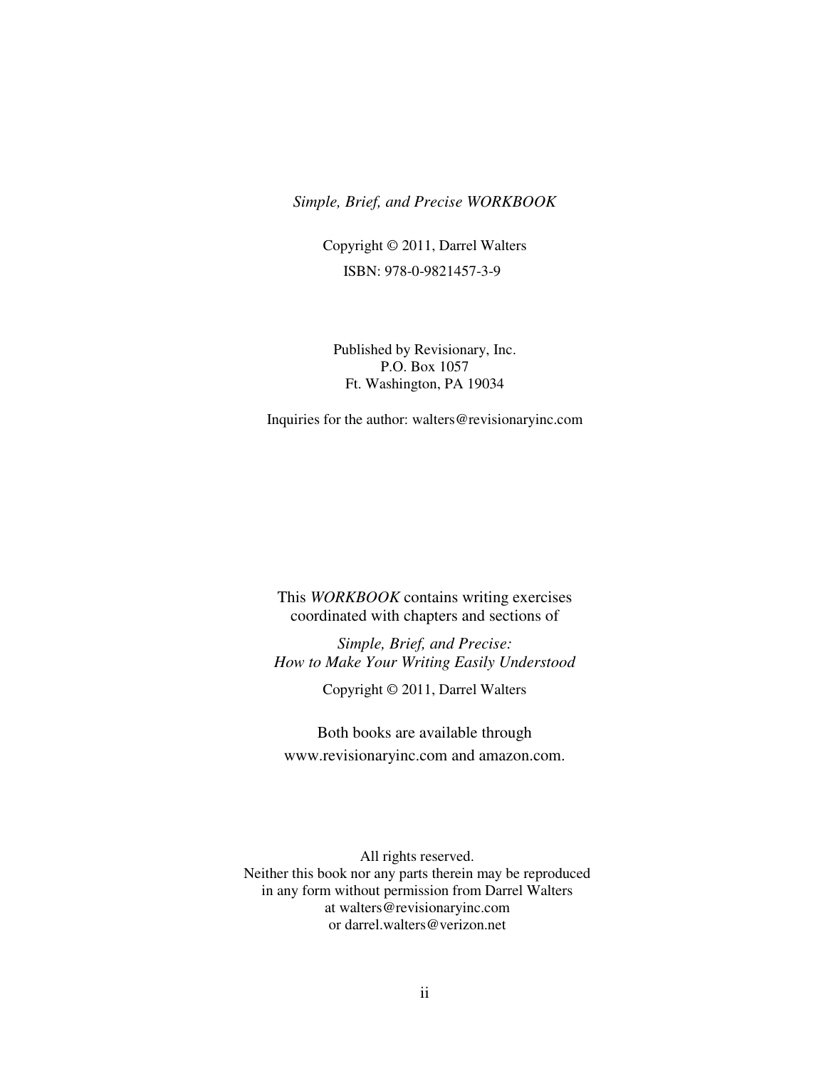*Simple, Brief, and Precise WORKBOOK*

Copyright © 2011, Darrel Walters

ISBN: 978-0-9821457-3-9

Published by Revisionary, Inc.
P.O. Box 1057
Ft. Washington, PA 19034

Inquiries for the author: walters@revisionaryinc.com

This *WORKBOOK* contains writing exercises coordinated with chapters and sections of

*Simple, Brief, and Precise:*
*How to Make Your Writing Easily Understood*

Copyright © 2011, Darrel Walters

Both books are available through
www.revisionaryinc.com and amazon.com.

All rights reserved.
Neither this book nor any parts therein may be reproduced in any form without permission from Darrel Walters at walters@revisionaryinc.com or darrel.walters@verizon.net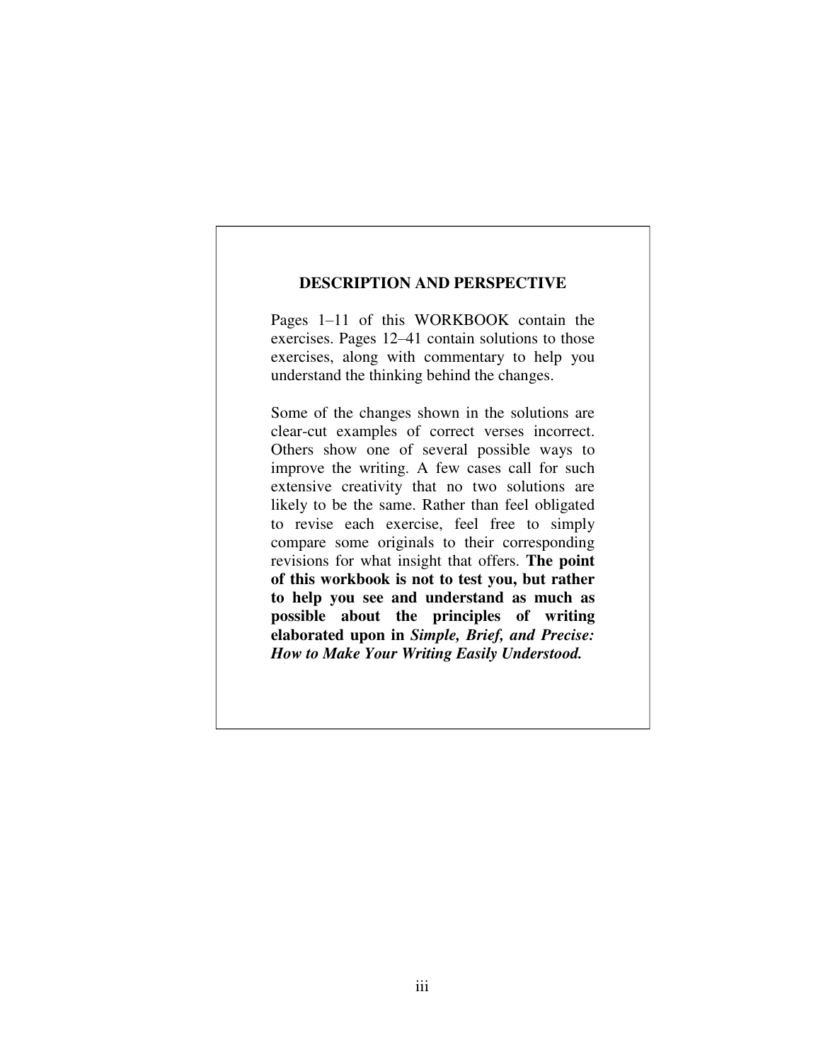## DESCRIPTION AND PERSPECTIVE

Pages 1–11 of this WORKBOOK contain the exercises. Pages 12–41 contain solutions to those exercises, along with commentary to help you understand the thinking behind the changes.

Some of the changes shown in the solutions are clear-cut examples of correct verses incorrect. Others show one of several possible ways to improve the writing. A few cases call for such extensive creativity that no two solutions are likely to be the same. Rather than feel obligated to revise each exercise, feel free to simply compare some originals to their corresponding revisions for what insight that offers. **The point of this workbook is not to test you, but rather to help you see and understand as much as possible about the principles of writing elaborated upon in *Simple, Brief, and Precise: How to Make Your Writing Easily Understood.***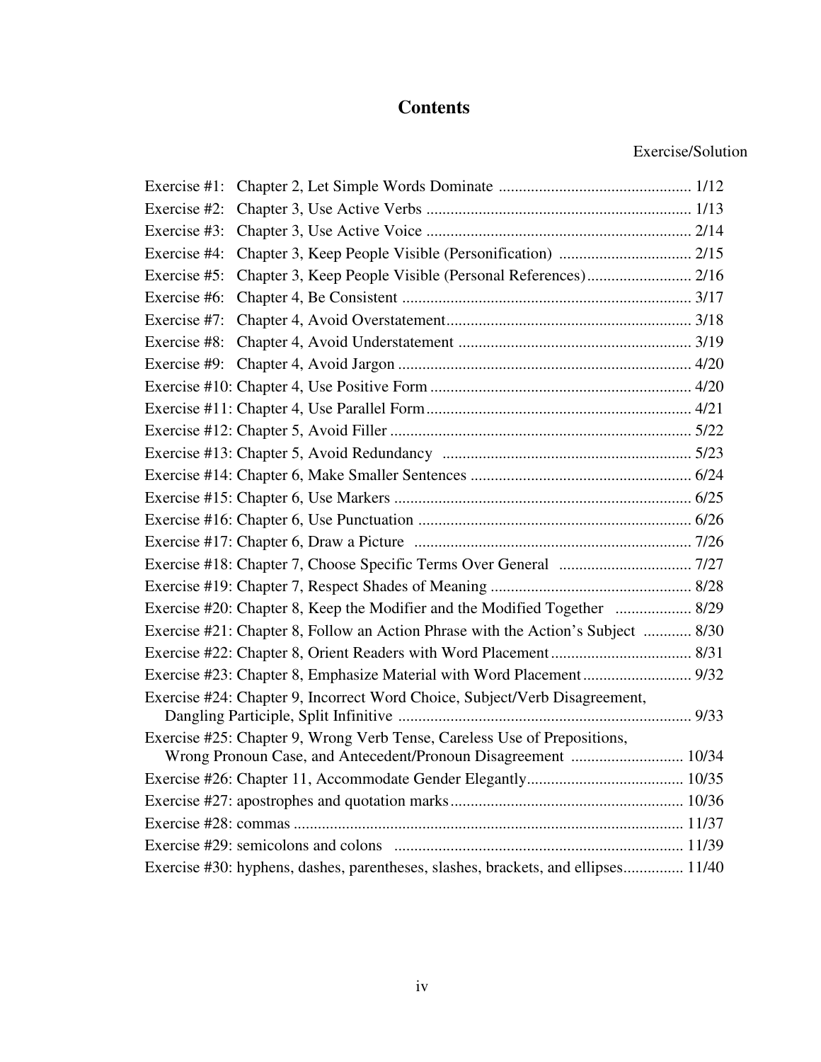# Contents

Exercise/Solution

| | | |
|---|---|---|
| Exercise #1: | Chapter 2, Let Simple Words Dominate | 1/12 |
| Exercise #2: | Chapter 3, Use Active Verbs | 1/13 |
| Exercise #3: | Chapter 3, Use Active Voice | 2/14 |
| Exercise #4: | Chapter 3, Keep People Visible (Personification) | 2/15 |
| Exercise #5: | Chapter 3, Keep People Visible (Personal References) | 2/16 |
| Exercise #6: | Chapter 4, Be Consistent | 3/17 |
| Exercise #7: | Chapter 4, Avoid Overstatement | 3/18 |
| Exercise #8: | Chapter 4, Avoid Understatement | 3/19 |
| Exercise #9: | Chapter 4, Avoid Jargon | 4/20 |
| Exercise #10: | Chapter 4, Use Positive Form | 4/20 |
| Exercise #11: | Chapter 4, Use Parallel Form | 4/21 |
| Exercise #12: | Chapter 5, Avoid Filler | 5/22 |
| Exercise #13: | Chapter 5, Avoid Redundancy | 5/23 |
| Exercise #14: | Chapter 6, Make Smaller Sentences | 6/24 |
| Exercise #15: | Chapter 6, Use Markers | 6/25 |
| Exercise #16: | Chapter 6, Use Punctuation | 6/26 |
| Exercise #17: | Chapter 6, Draw a Picture | 7/26 |
| Exercise #18: | Chapter 7, Choose Specific Terms Over General | 7/27 |
| Exercise #19: | Chapter 7, Respect Shades of Meaning | 8/28 |
| Exercise #20: | Chapter 8, Keep the Modifier and the Modified Together | 8/29 |
| Exercise #21: | Chapter 8, Follow an Action Phrase with the Action's Subject | 8/30 |
| Exercise #22: | Chapter 8, Orient Readers with Word Placement | 8/31 |
| Exercise #23: | Chapter 8, Emphasize Material with Word Placement | 9/32 |
| Exercise #24: | Chapter 9, Incorrect Word Choice, Subject/Verb Disagreement, Dangling Participle, Split Infinitive | 9/33 |
| Exercise #25: | Chapter 9, Wrong Verb Tense, Careless Use of Prepositions, Wrong Pronoun Case, and Antecedent/Pronoun Disagreement | 10/34 |
| Exercise #26: | Chapter 11, Accommodate Gender Elegantly | 10/35 |
| Exercise #27: | apostrophes and quotation marks | 10/36 |
| Exercise #28: | commas | 11/37 |
| Exercise #29: | semicolons and colons | 11/39 |
| Exercise #30: | hyphens, dashes, parentheses, slashes, brackets, and ellipses | 11/40 |